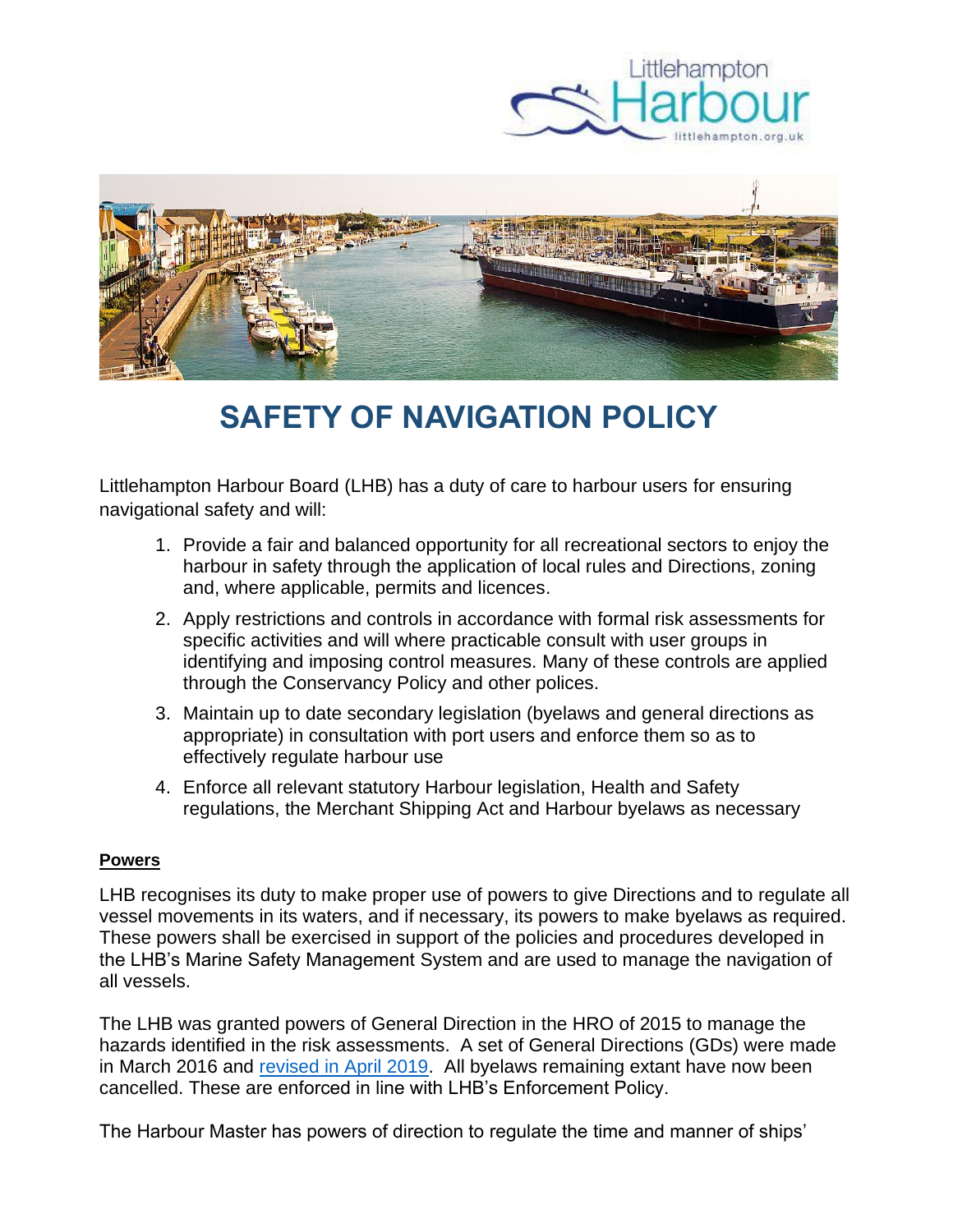# SAFETY OF NAVIGATION POLICY

Littlehampton Harbour Board (LHB) has a duty of care to harbour users for ensuring navigational safety and will:

1. Provide a fair and balanced opportunity for all recreational sectors to enjoy the harbour in safety through the application of local rules and Directions, zoning and, where applicable, permits and licences.
2. Apply restrictions and controls in accordance with formal risk assessments for specific activities and will where practicable consult with user groups in identifying and imposing control measures. Many of these controls are applied through the Conservancy Policy and other polices.
3. Maintain up to date secondary legislation (byelaws and general directions as appropriate) in consultation with port users and enforce them so as to effectively regulate harbour use
4. Enforce all relevant statutory Harbour legislation, Health and Safety regulations, the Merchant Shipping Act and Harbour byelaws as necessary

**Powers**

LHB recognises its duty to make proper use of powers to give Directions and to regulate all vessel movements in its waters, and if necessary, its powers to make byelaws as required. These powers shall be exercised in support of the policies and procedures developed in the LHB's Marine Safety Management System and are used to manage the navigation of all vessels.

The LHB was granted powers of General Direction in the HRO of 2015 to manage the hazards identified in the risk assessments. A set of General Directions (GDs) were made in March 2016 and revised in April 2019. All byelaws remaining extant have now been cancelled. These are enforced in line with LHB's Enforcement Policy.

The Harbour Master has powers of direction to regulate the time and manner of ships'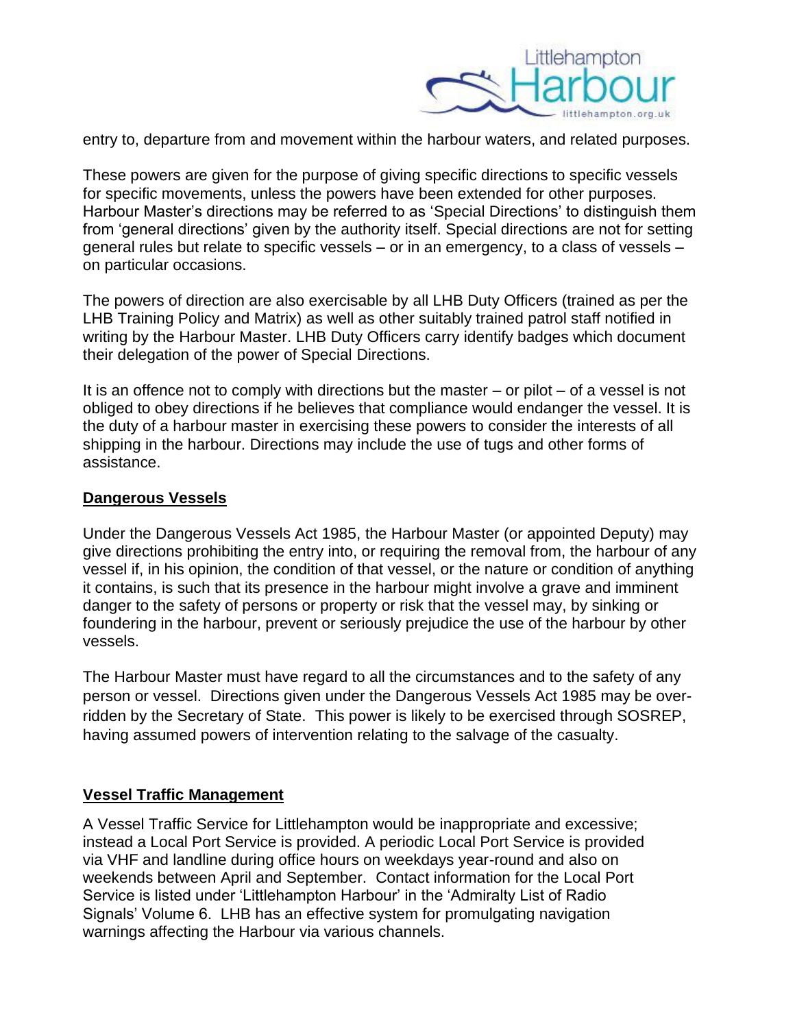entry to, departure from and movement within the harbour waters, and related purposes.

These powers are given for the purpose of giving specific directions to specific vessels for specific movements, unless the powers have been extended for other purposes. Harbour Master's directions may be referred to as 'Special Directions' to distinguish them from 'general directions' given by the authority itself. Special directions are not for setting general rules but relate to specific vessels – or in an emergency, to a class of vessels – on particular occasions.

The powers of direction are also exercisable by all LHB Duty Officers (trained as per the LHB Training Policy and Matrix) as well as other suitably trained patrol staff notified in writing by the Harbour Master. LHB Duty Officers carry identify badges which document their delegation of the power of Special Directions.

It is an offence not to comply with directions but the master – or pilot – of a vessel is not obliged to obey directions if he believes that compliance would endanger the vessel. It is the duty of a harbour master in exercising these powers to consider the interests of all shipping in the harbour. Directions may include the use of tugs and other forms of assistance.

**Dangerous Vessels**

Under the Dangerous Vessels Act 1985, the Harbour Master (or appointed Deputy) may give directions prohibiting the entry into, or requiring the removal from, the harbour of any vessel if, in his opinion, the condition of that vessel, or the nature or condition of anything it contains, is such that its presence in the harbour might involve a grave and imminent danger to the safety of persons or property or risk that the vessel may, by sinking or foundering in the harbour, prevent or seriously prejudice the use of the harbour by other vessels.

The Harbour Master must have regard to all the circumstances and to the safety of any person or vessel. Directions given under the Dangerous Vessels Act 1985 may be over-ridden by the Secretary of State. This power is likely to be exercised through SOSREP, having assumed powers of intervention relating to the salvage of the casualty.

**Vessel Traffic Management**

A Vessel Traffic Service for Littlehampton would be inappropriate and excessive; instead a Local Port Service is provided. A periodic Local Port Service is provided via VHF and landline during office hours on weekdays year-round and also on weekends between April and September. Contact information for the Local Port Service is listed under 'Littlehampton Harbour' in the 'Admiralty List of Radio Signals' Volume 6. LHB has an effective system for promulgating navigation warnings affecting the Harbour via various channels.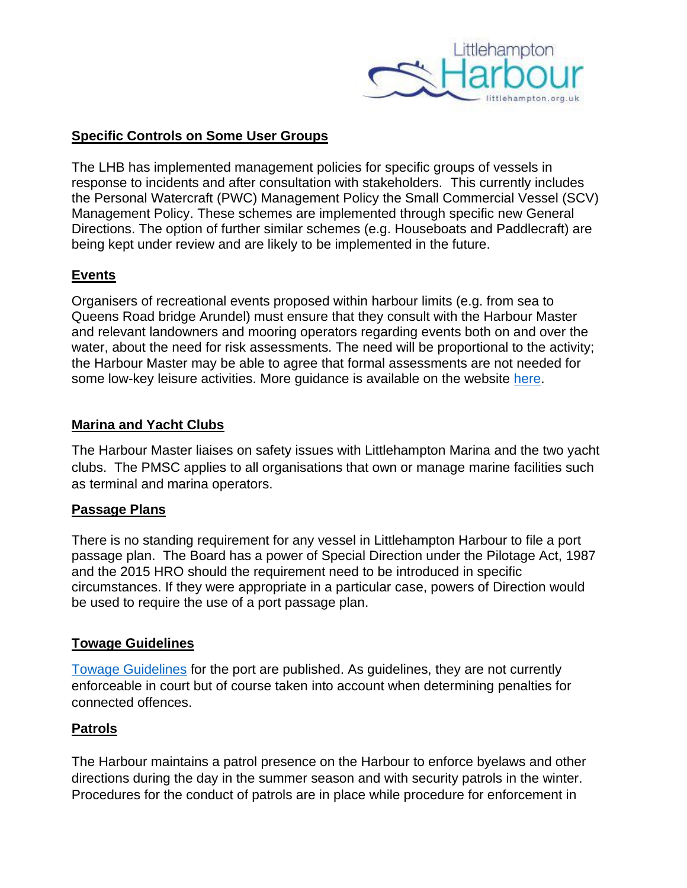## Specific Controls on Some User Groups

The LHB has implemented management policies for specific groups of vessels in response to incidents and after consultation with stakeholders. This currently includes the Personal Watercraft (PWC) Management Policy the Small Commercial Vessel (SCV) Management Policy. These schemes are implemented through specific new General Directions. The option of further similar schemes (e.g. Houseboats and Paddlecraft) are being kept under review and are likely to be implemented in the future.

## Events

Organisers of recreational events proposed within harbour limits (e.g. from sea to Queens Road bridge Arundel) must ensure that they consult with the Harbour Master and relevant landowners and mooring operators regarding events both on and over the water, about the need for risk assessments. The need will be proportional to the activity; the Harbour Master may be able to agree that formal assessments are not needed for some low-key leisure activities. More guidance is available on the website here.

## Marina and Yacht Clubs

The Harbour Master liaises on safety issues with Littlehampton Marina and the two yacht clubs. The PMSC applies to all organisations that own or manage marine facilities such as terminal and marina operators.

## Passage Plans

There is no standing requirement for any vessel in Littlehampton Harbour to file a port passage plan. The Board has a power of Special Direction under the Pilotage Act, 1987 and the 2015 HRO should the requirement need to be introduced in specific circumstances. If they were appropriate in a particular case, powers of Direction would be used to require the use of a port passage plan.

## Towage Guidelines

Towage Guidelines for the port are published. As guidelines, they are not currently enforceable in court but of course taken into account when determining penalties for connected offences.

## Patrols

The Harbour maintains a patrol presence on the Harbour to enforce byelaws and other directions during the day in the summer season and with security patrols in the winter. Procedures for the conduct of patrols are in place while procedure for enforcement in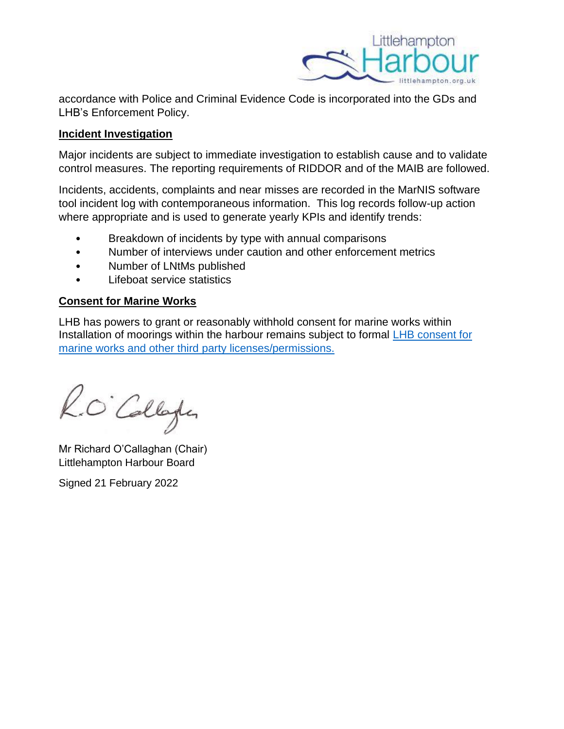accordance with Police and Criminal Evidence Code is incorporated into the GDs and LHB's Enforcement Policy.

**Incident Investigation**

Major incidents are subject to immediate investigation to establish cause and to validate control measures. The reporting requirements of RIDDOR and of the MAIB are followed.

Incidents, accidents, complaints and near misses are recorded in the MarNIS software tool incident log with contemporaneous information. This log records follow-up action where appropriate and is used to generate yearly KPIs and identify trends:

- Breakdown of incidents by type with annual comparisons
- Number of interviews under caution and other enforcement metrics
- Number of LNtMs published
- Lifeboat service statistics

**Consent for Marine Works**

LHB has powers to grant or reasonably withhold consent for marine works within Installation of moorings within the harbour remains subject to formal LHB consent for marine works and other third party licenses/permissions.

Mr Richard O'Callaghan (Chair)
Littlehampton Harbour Board

Signed 21 February 2022